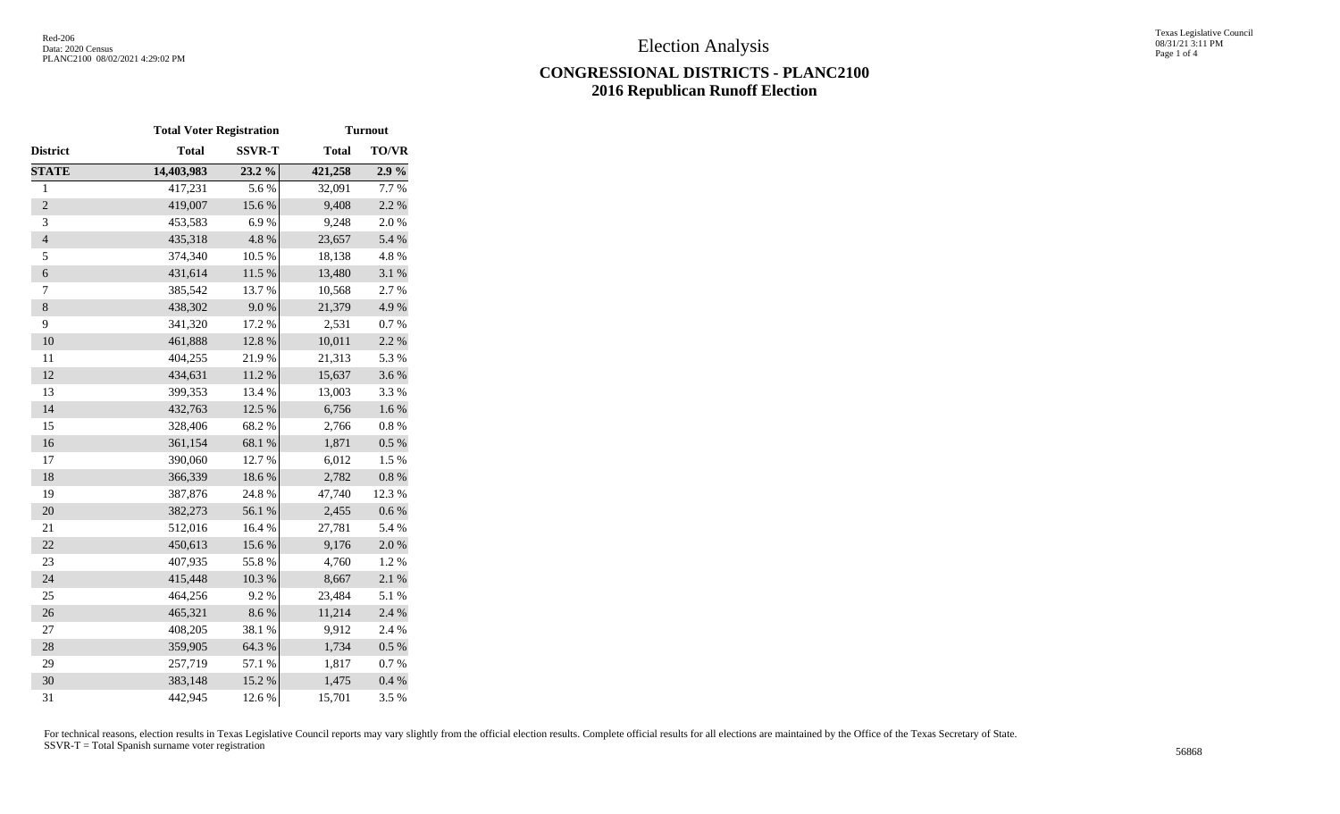# Election Analysis

## CONGRESSIONAL DISTRICTS - PLANC2100
## 2016 Republican Runoff Election

| | Total Voter Registration | | Turnout | |
|---|---|---|---|---|
| District | Total | SSVR-T | Total | TO/VR |
| **STATE** | **14,403,983** | **23.2 %** | **421,258** | **2.9 %** |
| 1 | 417,231 | 5.6 % | 32,091 | 7.7 % |
| 2 | 419,007 | 15.6 % | 9,408 | 2.2 % |
| 3 | 453,583 | 6.9 % | 9,248 | 2.0 % |
| 4 | 435,318 | 4.8 % | 23,657 | 5.4 % |
| 5 | 374,340 | 10.5 % | 18,138 | 4.8 % |
| 6 | 431,614 | 11.5 % | 13,480 | 3.1 % |
| 7 | 385,542 | 13.7 % | 10,568 | 2.7 % |
| 8 | 438,302 | 9.0 % | 21,379 | 4.9 % |
| 9 | 341,320 | 17.2 % | 2,531 | 0.7 % |
| 10 | 461,888 | 12.8 % | 10,011 | 2.2 % |
| 11 | 404,255 | 21.9 % | 21,313 | 5.3 % |
| 12 | 434,631 | 11.2 % | 15,637 | 3.6 % |
| 13 | 399,353 | 13.4 % | 13,003 | 3.3 % |
| 14 | 432,763 | 12.5 % | 6,756 | 1.6 % |
| 15 | 328,406 | 68.2 % | 2,766 | 0.8 % |
| 16 | 361,154 | 68.1 % | 1,871 | 0.5 % |
| 17 | 390,060 | 12.7 % | 6,012 | 1.5 % |
| 18 | 366,339 | 18.6 % | 2,782 | 0.8 % |
| 19 | 387,876 | 24.8 % | 47,740 | 12.3 % |
| 20 | 382,273 | 56.1 % | 2,455 | 0.6 % |
| 21 | 512,016 | 16.4 % | 27,781 | 5.4 % |
| 22 | 450,613 | 15.6 % | 9,176 | 2.0 % |
| 23 | 407,935 | 55.8 % | 4,760 | 1.2 % |
| 24 | 415,448 | 10.3 % | 8,667 | 2.1 % |
| 25 | 464,256 | 9.2 % | 23,484 | 5.1 % |
| 26 | 465,321 | 8.6 % | 11,214 | 2.4 % |
| 27 | 408,205 | 38.1 % | 9,912 | 2.4 % |
| 28 | 359,905 | 64.3 % | 1,734 | 0.5 % |
| 29 | 257,719 | 57.1 % | 1,817 | 0.7 % |
| 30 | 383,148 | 15.2 % | 1,475 | 0.4 % |
| 31 | 442,945 | 12.6 % | 15,701 | 3.5 % |

For technical reasons, election results in Texas Legislative Council reports may vary slightly from the official election results. Complete official results for all elections are maintained by the Office of the Texas Secretary of State.
SSVR-T = Total Spanish surname voter registration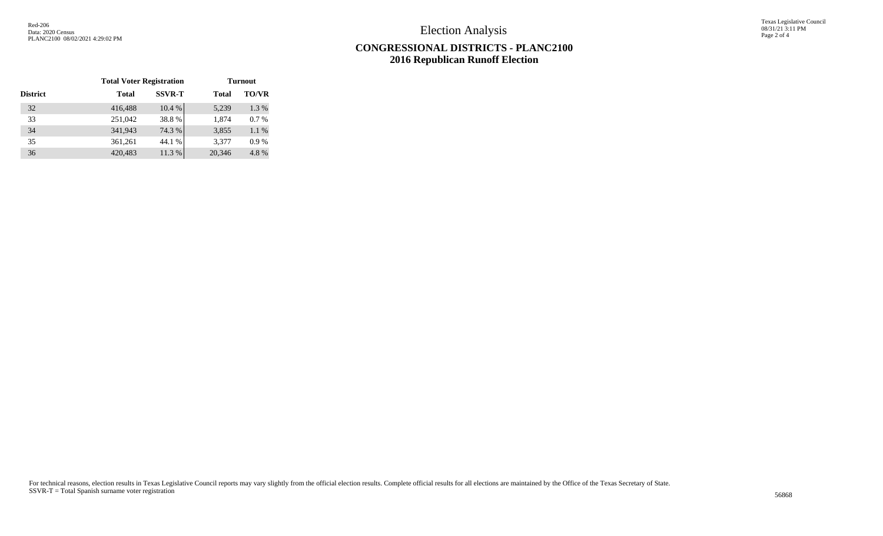# Election Analysis

## CONGRESSIONAL DISTRICTS - PLANC2100
## 2016 Republican Runoff Election

| District | Total Voter Registration | | Turnout | |
|---|---|---|---|---|
| | Total | SSVR-T | Total | TO/VR |
| 32 | 416,488 | 10.4 % | 5,239 | 1.3 % |
| 33 | 251,042 | 38.8 % | 1,874 | 0.7 % |
| 34 | 341,943 | 74.3 % | 3,855 | 1.1 % |
| 35 | 361,261 | 44.1 % | 3,377 | 0.9 % |
| 36 | 420,483 | 11.3 % | 20,346 | 4.8 % |

For technical reasons, election results in Texas Legislative Council reports may vary slightly from the official election results. Complete official results for all elections are maintained by the Office of the Texas Secretary of State.
SSVR-T = Total Spanish surname voter registration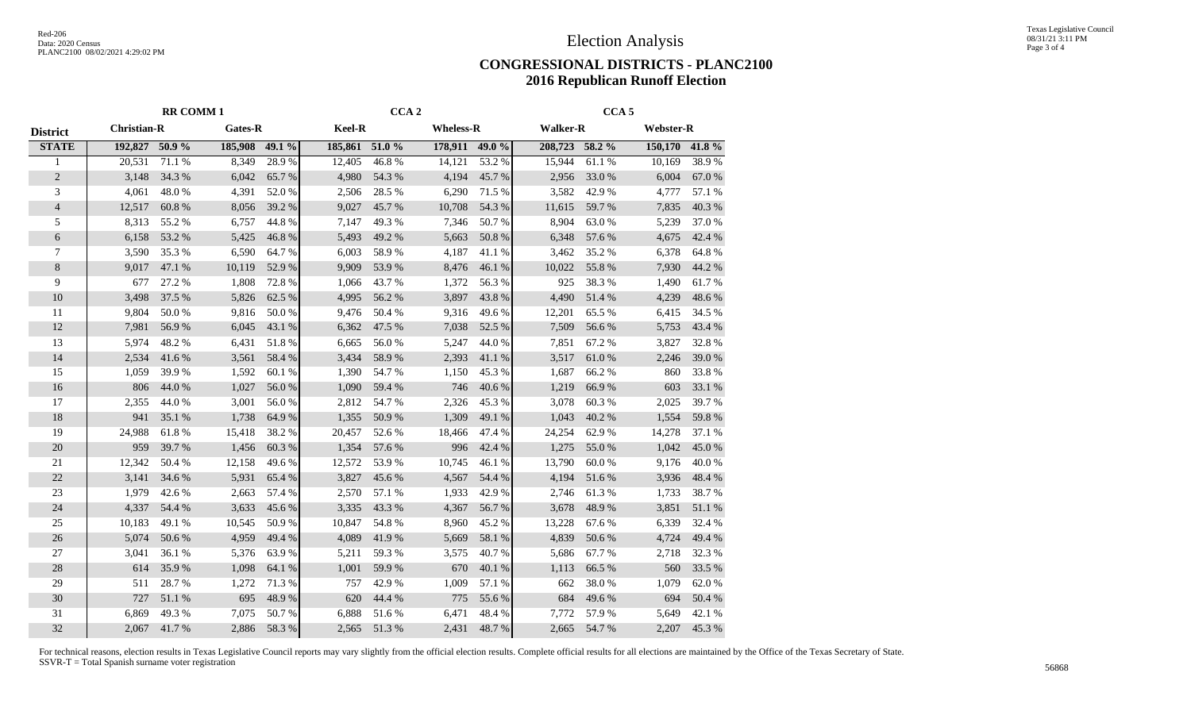# Election Analysis

## CONGRESSIONAL DISTRICTS - PLANC2100
## 2016 Republican Runoff Election

| | RR COMM 1 | | | | CCA 2 | | | | CCA 5 | | | |
|---|---|---|---|---|---|---|---|---|---|---|---|---|
| **District** | **Christian-R** | | **Gates-R** | | **Keel-R** | | **Wheless-R** | | **Walker-R** | | **Webster-R** | |
| **STATE** | **192,827** | **50.9 %** | **185,908** | **49.1 %** | **185,861** | **51.0 %** | **178,911** | **49.0 %** | **208,723** | **58.2 %** | **150,170** | **41.8 %** |
| 1 | 20,531 | 71.1 % | 8,349 | 28.9 % | 12,405 | 46.8 % | 14,121 | 53.2 % | 15,944 | 61.1 % | 10,169 | 38.9 % |
| 2 | 3,148 | 34.3 % | 6,042 | 65.7 % | 4,980 | 54.3 % | 4,194 | 45.7 % | 2,956 | 33.0 % | 6,004 | 67.0 % |
| 3 | 4,061 | 48.0 % | 4,391 | 52.0 % | 2,506 | 28.5 % | 6,290 | 71.5 % | 3,582 | 42.9 % | 4,777 | 57.1 % |
| 4 | 12,517 | 60.8 % | 8,056 | 39.2 % | 9,027 | 45.7 % | 10,708 | 54.3 % | 11,615 | 59.7 % | 7,835 | 40.3 % |
| 5 | 8,313 | 55.2 % | 6,757 | 44.8 % | 7,147 | 49.3 % | 7,346 | 50.7 % | 8,904 | 63.0 % | 5,239 | 37.0 % |
| 6 | 6,158 | 53.2 % | 5,425 | 46.8 % | 5,493 | 49.2 % | 5,663 | 50.8 % | 6,348 | 57.6 % | 4,675 | 42.4 % |
| 7 | 3,590 | 35.3 % | 6,590 | 64.7 % | 6,003 | 58.9 % | 4,187 | 41.1 % | 3,462 | 35.2 % | 6,378 | 64.8 % |
| 8 | 9,017 | 47.1 % | 10,119 | 52.9 % | 9,909 | 53.9 % | 8,476 | 46.1 % | 10,022 | 55.8 % | 7,930 | 44.2 % |
| 9 | 677 | 27.2 % | 1,808 | 72.8 % | 1,066 | 43.7 % | 1,372 | 56.3 % | 925 | 38.3 % | 1,490 | 61.7 % |
| 10 | 3,498 | 37.5 % | 5,826 | 62.5 % | 4,995 | 56.2 % | 3,897 | 43.8 % | 4,490 | 51.4 % | 4,239 | 48.6 % |
| 11 | 9,804 | 50.0 % | 9,816 | 50.0 % | 9,476 | 50.4 % | 9,316 | 49.6 % | 12,201 | 65.5 % | 6,415 | 34.5 % |
| 12 | 7,981 | 56.9 % | 6,045 | 43.1 % | 6,362 | 47.5 % | 7,038 | 52.5 % | 7,509 | 56.6 % | 5,753 | 43.4 % |
| 13 | 5,974 | 48.2 % | 6,431 | 51.8 % | 6,665 | 56.0 % | 5,247 | 44.0 % | 7,851 | 67.2 % | 3,827 | 32.8 % |
| 14 | 2,534 | 41.6 % | 3,561 | 58.4 % | 3,434 | 58.9 % | 2,393 | 41.1 % | 3,517 | 61.0 % | 2,246 | 39.0 % |
| 15 | 1,059 | 39.9 % | 1,592 | 60.1 % | 1,390 | 54.7 % | 1,150 | 45.3 % | 1,687 | 66.2 % | 860 | 33.8 % |
| 16 | 806 | 44.0 % | 1,027 | 56.0 % | 1,090 | 59.4 % | 746 | 40.6 % | 1,219 | 66.9 % | 603 | 33.1 % |
| 17 | 2,355 | 44.0 % | 3,001 | 56.0 % | 2,812 | 54.7 % | 2,326 | 45.3 % | 3,078 | 60.3 % | 2,025 | 39.7 % |
| 18 | 941 | 35.1 % | 1,738 | 64.9 % | 1,355 | 50.9 % | 1,309 | 49.1 % | 1,043 | 40.2 % | 1,554 | 59.8 % |
| 19 | 24,988 | 61.8 % | 15,418 | 38.2 % | 20,457 | 52.6 % | 18,466 | 47.4 % | 24,254 | 62.9 % | 14,278 | 37.1 % |
| 20 | 959 | 39.7 % | 1,456 | 60.3 % | 1,354 | 57.6 % | 996 | 42.4 % | 1,275 | 55.0 % | 1,042 | 45.0 % |
| 21 | 12,342 | 50.4 % | 12,158 | 49.6 % | 12,572 | 53.9 % | 10,745 | 46.1 % | 13,790 | 60.0 % | 9,176 | 40.0 % |
| 22 | 3,141 | 34.6 % | 5,931 | 65.4 % | 3,827 | 45.6 % | 4,567 | 54.4 % | 4,194 | 51.6 % | 3,936 | 48.4 % |
| 23 | 1,979 | 42.6 % | 2,663 | 57.4 % | 2,570 | 57.1 % | 1,933 | 42.9 % | 2,746 | 61.3 % | 1,733 | 38.7 % |
| 24 | 4,337 | 54.4 % | 3,633 | 45.6 % | 3,335 | 43.3 % | 4,367 | 56.7 % | 3,678 | 48.9 % | 3,851 | 51.1 % |
| 25 | 10,183 | 49.1 % | 10,545 | 50.9 % | 10,847 | 54.8 % | 8,960 | 45.2 % | 13,228 | 67.6 % | 6,339 | 32.4 % |
| 26 | 5,074 | 50.6 % | 4,959 | 49.4 % | 4,089 | 41.9 % | 5,669 | 58.1 % | 4,839 | 50.6 % | 4,724 | 49.4 % |
| 27 | 3,041 | 36.1 % | 5,376 | 63.9 % | 5,211 | 59.3 % | 3,575 | 40.7 % | 5,686 | 67.7 % | 2,718 | 32.3 % |
| 28 | 614 | 35.9 % | 1,098 | 64.1 % | 1,001 | 59.9 % | 670 | 40.1 % | 1,113 | 66.5 % | 560 | 33.5 % |
| 29 | 511 | 28.7 % | 1,272 | 71.3 % | 757 | 42.9 % | 1,009 | 57.1 % | 662 | 38.0 % | 1,079 | 62.0 % |
| 30 | 727 | 51.1 % | 695 | 48.9 % | 620 | 44.4 % | 775 | 55.6 % | 684 | 49.6 % | 694 | 50.4 % |
| 31 | 6,869 | 49.3 % | 7,075 | 50.7 % | 6,888 | 51.6 % | 6,471 | 48.4 % | 7,772 | 57.9 % | 5,649 | 42.1 % |
| 32 | 2,067 | 41.7 % | 2,886 | 58.3 % | 2,565 | 51.3 % | 2,431 | 48.7 % | 2,665 | 54.7 % | 2,207 | 45.3 % |

For technical reasons, election results in Texas Legislative Council reports may vary slightly from the official election results. Complete official results for all elections are maintained by the Office of the Texas Secretary of State.
SSVR-T = Total Spanish surname voter registration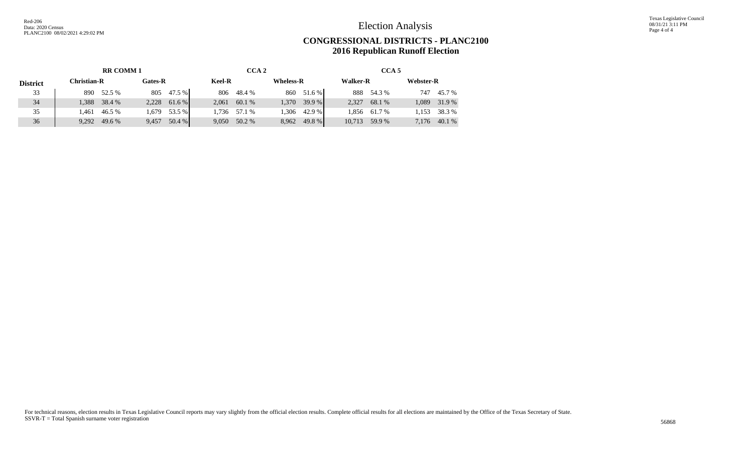# Election Analysis

## CONGRESSIONAL DISTRICTS - PLANC2100
## 2016 Republican Runoff Election

| | RR COMM 1 | | | | CCA 2 | | | | CCA 5 | | | |
|---|---|---|---|---|---|---|---|---|---|---|---|---|
| District | Christian-R | | Gates-R | | Keel-R | | Wheless-R | | Walker-R | | Webster-R | |
| 33 | 890 | 52.5 % | 805 | 47.5 % | 806 | 48.4 % | 860 | 51.6 % | 888 | 54.3 % | 747 | 45.7 % |
| 34 | 1,388 | 38.4 % | 2,228 | 61.6 % | 2,061 | 60.1 % | 1,370 | 39.9 % | 2,327 | 68.1 % | 1,089 | 31.9 % |
| 35 | 1,461 | 46.5 % | 1,679 | 53.5 % | 1,736 | 57.1 % | 1,306 | 42.9 % | 1,856 | 61.7 % | 1,153 | 38.3 % |
| 36 | 9,292 | 49.6 % | 9,457 | 50.4 % | 9,050 | 50.2 % | 8,962 | 49.8 % | 10,713 | 59.9 % | 7,176 | 40.1 % |

For technical reasons, election results in Texas Legislative Council reports may vary slightly from the official election results. Complete official results for all elections are maintained by the Office of the Texas Secretary of State.
SSVR-T = Total Spanish surname voter registration